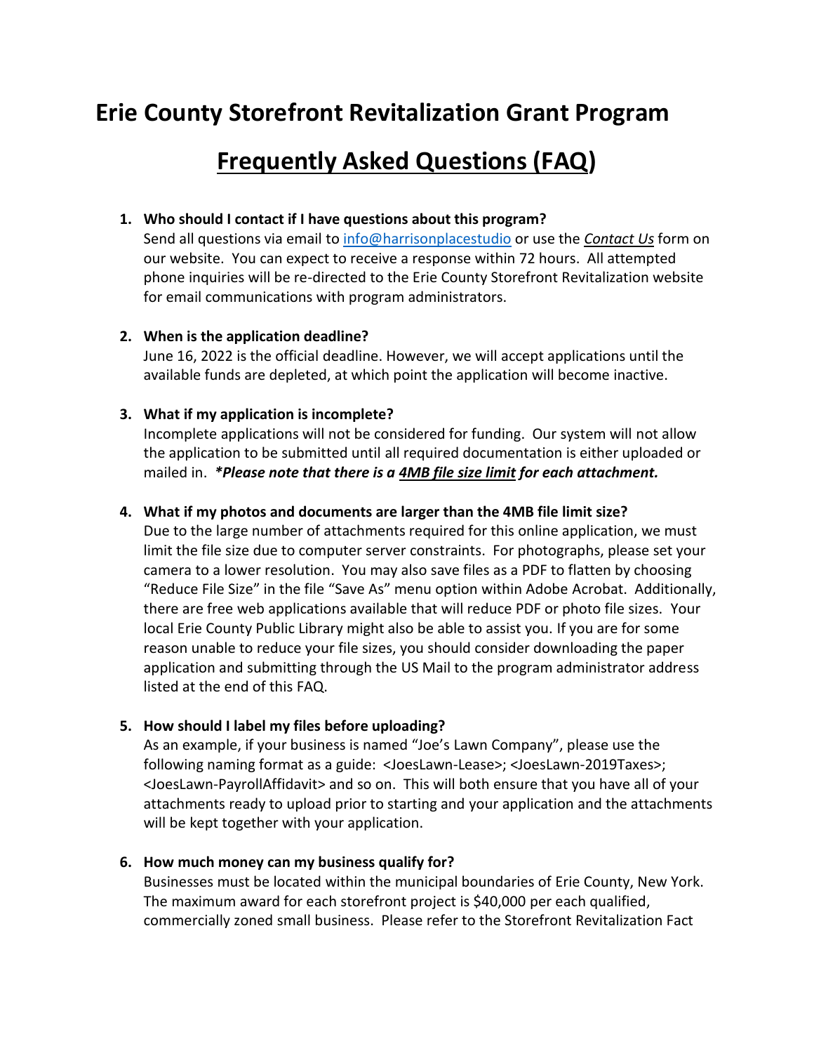# Erie County Storefront Revitalization Grant Program

## Frequently Asked Questions (FAQ)

1. **Who should I contact if I have questions about this program?**
   Send all questions via email to info@harrisonplacestudio or use the ***Contact Us*** form on our website. You can expect to receive a response within 72 hours. All attempted phone inquiries will be re-directed to the Erie County Storefront Revitalization website for email communications with program administrators.

2. **When is the application deadline?**
   June 16, 2022 is the official deadline. However, we will accept applications until the available funds are depleted, at which point the application will become inactive.

3. **What if my application is incomplete?**
   Incomplete applications will not be considered for funding. Our system will not allow the application to be submitted until all required documentation is either uploaded or mailed in. ***\*Please note that there is a 4MB file size limit for each attachment.***

4. **What if my photos and documents are larger than the 4MB file limit size?**
   Due to the large number of attachments required for this online application, we must limit the file size due to computer server constraints. For photographs, please set your camera to a lower resolution. You may also save files as a PDF to flatten by choosing "Reduce File Size" in the file "Save As" menu option within Adobe Acrobat. Additionally, there are free web applications available that will reduce PDF or photo file sizes. Your local Erie County Public Library might also be able to assist you. If you are for some reason unable to reduce your file sizes, you should consider downloading the paper application and submitting through the US Mail to the program administrator address listed at the end of this FAQ.

5. **How should I label my files before uploading?**
   As an example, if your business is named "Joe's Lawn Company", please use the following naming format as a guide: <JoesLawn-Lease>; <JoesLawn-2019Taxes>; <JoesLawn-PayrollAffidavit> and so on. This will both ensure that you have all of your attachments ready to upload prior to starting and your application and the attachments will be kept together with your application.

6. **How much money can my business qualify for?**
   Businesses must be located within the municipal boundaries of Erie County, New York. The maximum award for each storefront project is $40,000 per each qualified, commercially zoned small business. Please refer to the Storefront Revitalization Fact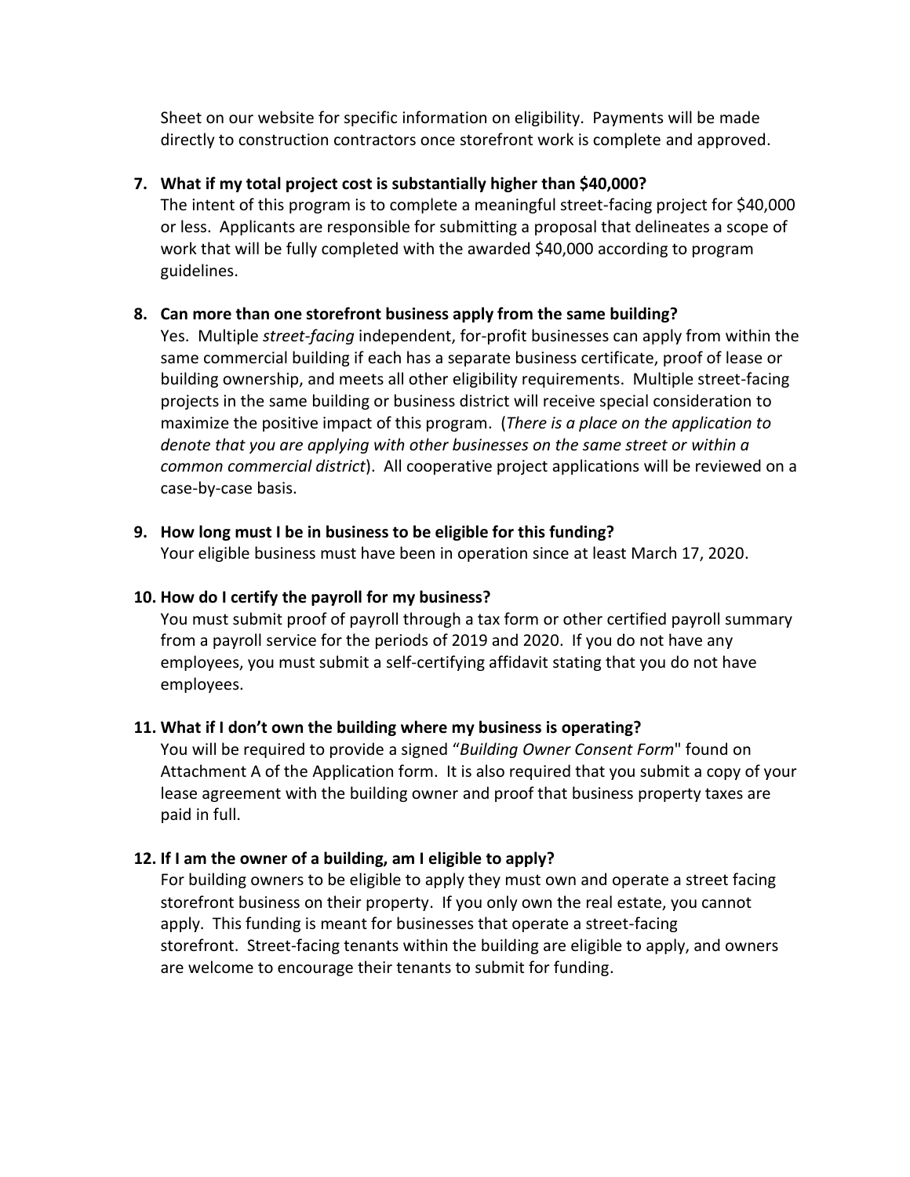Sheet on our website for specific information on eligibility. Payments will be made directly to construction contractors once storefront work is complete and approved.

7. **What if my total project cost is substantially higher than $40,000?**
   The intent of this program is to complete a meaningful street-facing project for $40,000 or less. Applicants are responsible for submitting a proposal that delineates a scope of work that will be fully completed with the awarded $40,000 according to program guidelines.

8. **Can more than one storefront business apply from the same building?**
   Yes. Multiple *street-facing* independent, for-profit businesses can apply from within the same commercial building if each has a separate business certificate, proof of lease or building ownership, and meets all other eligibility requirements. Multiple street-facing projects in the same building or business district will receive special consideration to maximize the positive impact of this program. (*There is a place on the application to denote that you are applying with other businesses on the same street or within a common commercial district*). All cooperative project applications will be reviewed on a case-by-case basis.

9. **How long must I be in business to be eligible for this funding?**
   Your eligible business must have been in operation since at least March 17, 2020.

10. **How do I certify the payroll for my business?**
    You must submit proof of payroll through a tax form or other certified payroll summary from a payroll service for the periods of 2019 and 2020. If you do not have any employees, you must submit a self-certifying affidavit stating that you do not have employees.

11. **What if I don't own the building where my business is operating?**
    You will be required to provide a signed "*Building Owner Consent Form*" found on Attachment A of the Application form. It is also required that you submit a copy of your lease agreement with the building owner and proof that business property taxes are paid in full.

12. **If I am the owner of a building, am I eligible to apply?**
    For building owners to be eligible to apply they must own and operate a street facing storefront business on their property. If you only own the real estate, you cannot apply. This funding is meant for businesses that operate a street-facing storefront. Street-facing tenants within the building are eligible to apply, and owners are welcome to encourage their tenants to submit for funding.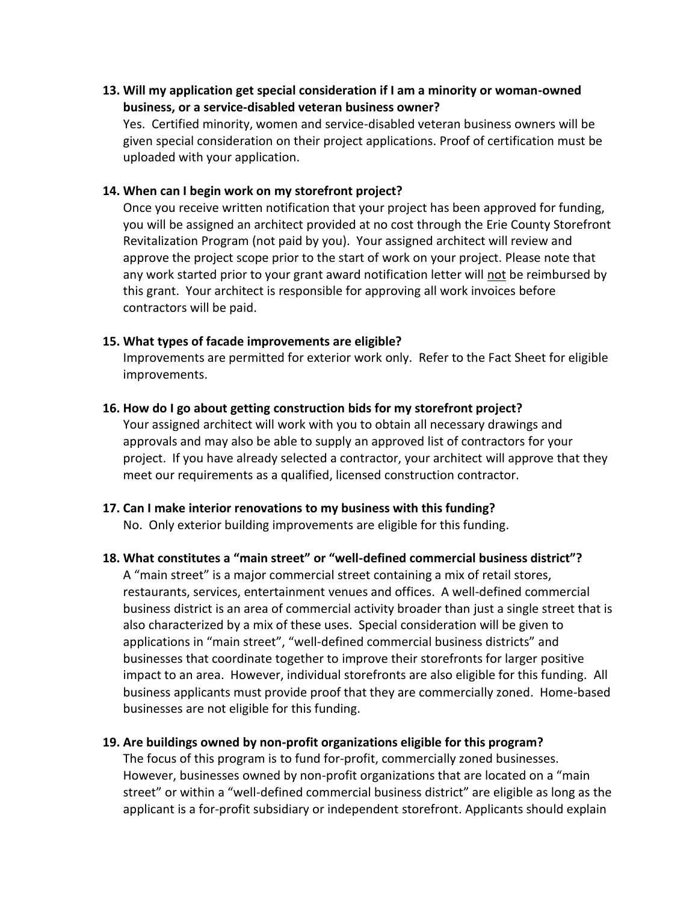**13. Will my application get special consideration if I am a minority or woman-owned business, or a service-disabled veteran business owner?**

Yes. Certified minority, women and service-disabled veteran business owners will be given special consideration on their project applications. Proof of certification must be uploaded with your application.

**14. When can I begin work on my storefront project?**

Once you receive written notification that your project has been approved for funding, you will be assigned an architect provided at no cost through the Erie County Storefront Revitalization Program (not paid by you). Your assigned architect will review and approve the project scope prior to the start of work on your project. Please note that any work started prior to your grant award notification letter will <u>not</u> be reimbursed by this grant. Your architect is responsible for approving all work invoices before contractors will be paid.

**15. What types of facade improvements are eligible?**

Improvements are permitted for exterior work only. Refer to the Fact Sheet for eligible improvements.

**16. How do I go about getting construction bids for my storefront project?**

Your assigned architect will work with you to obtain all necessary drawings and approvals and may also be able to supply an approved list of contractors for your project. If you have already selected a contractor, your architect will approve that they meet our requirements as a qualified, licensed construction contractor.

**17. Can I make interior renovations to my business with this funding?**

No. Only exterior building improvements are eligible for this funding.

**18. What constitutes a "main street" or "well-defined commercial business district"?**

A "main street" is a major commercial street containing a mix of retail stores, restaurants, services, entertainment venues and offices. A well-defined commercial business district is an area of commercial activity broader than just a single street that is also characterized by a mix of these uses. Special consideration will be given to applications in "main street", "well-defined commercial business districts" and businesses that coordinate together to improve their storefronts for larger positive impact to an area. However, individual storefronts are also eligible for this funding. All business applicants must provide proof that they are commercially zoned. Home-based businesses are not eligible for this funding.

**19. Are buildings owned by non-profit organizations eligible for this program?**

The focus of this program is to fund for-profit, commercially zoned businesses. However, businesses owned by non-profit organizations that are located on a "main street" or within a "well-defined commercial business district" are eligible as long as the applicant is a for-profit subsidiary or independent storefront. Applicants should explain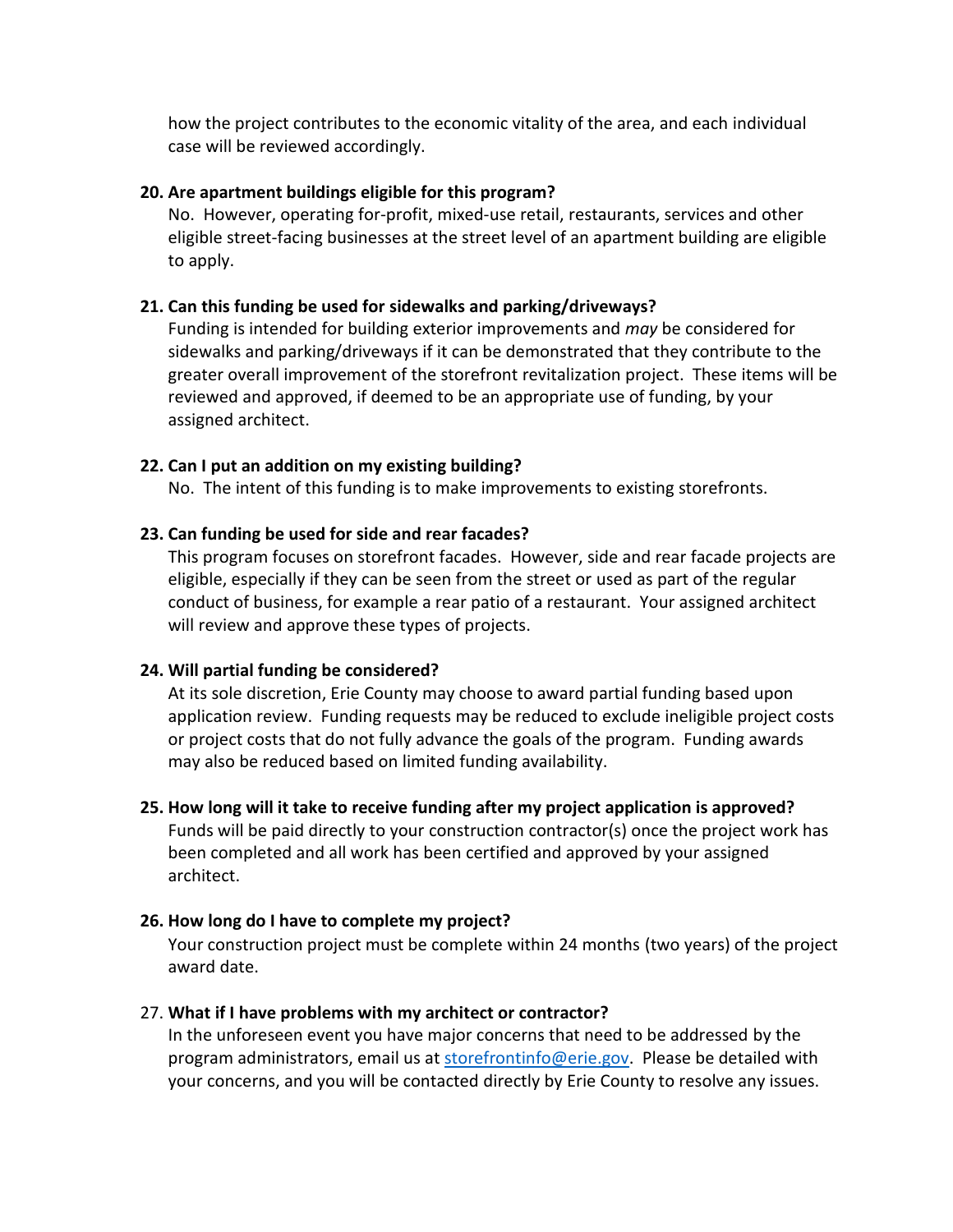how the project contributes to the economic vitality of the area, and each individual case will be reviewed accordingly.

20. **Are apartment buildings eligible for this program?**
    No. However, operating for-profit, mixed-use retail, restaurants, services and other eligible street-facing businesses at the street level of an apartment building are eligible to apply.

21. **Can this funding be used for sidewalks and parking/driveways?**
    Funding is intended for building exterior improvements and *may* be considered for sidewalks and parking/driveways if it can be demonstrated that they contribute to the greater overall improvement of the storefront revitalization project. These items will be reviewed and approved, if deemed to be an appropriate use of funding, by your assigned architect.

22. **Can I put an addition on my existing building?**
    No. The intent of this funding is to make improvements to existing storefronts.

23. **Can funding be used for side and rear facades?**
    This program focuses on storefront facades. However, side and rear facade projects are eligible, especially if they can be seen from the street or used as part of the regular conduct of business, for example a rear patio of a restaurant. Your assigned architect will review and approve these types of projects.

24. **Will partial funding be considered?**
    At its sole discretion, Erie County may choose to award partial funding based upon application review. Funding requests may be reduced to exclude ineligible project costs or project costs that do not fully advance the goals of the program. Funding awards may also be reduced based on limited funding availability.

25. **How long will it take to receive funding after my project application is approved?**
    Funds will be paid directly to your construction contractor(s) once the project work has been completed and all work has been certified and approved by your assigned architect.

26. **How long do I have to complete my project?**
    Your construction project must be complete within 24 months (two years) of the project award date.

27. **What if I have problems with my architect or contractor?**
    In the unforeseen event you have major concerns that need to be addressed by the program administrators, email us at [storefrontinfo@erie.gov](mailto:storefrontinfo@erie.gov). Please be detailed with your concerns, and you will be contacted directly by Erie County to resolve any issues.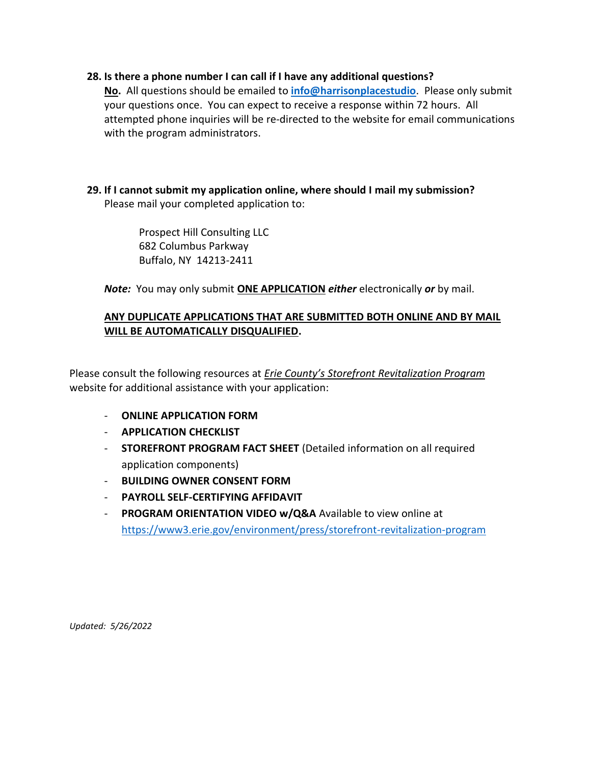**28. Is there a phone number I can call if I have any additional questions?**

**No.** All questions should be emailed to **info@harrisonplacestudio**. Please only submit your questions once. You can expect to receive a response within 72 hours. All attempted phone inquiries will be re-directed to the website for email communications with the program administrators.

**29. If I cannot submit my application online, where should I mail my submission?**

Please mail your completed application to:

Prospect Hill Consulting LLC
682 Columbus Parkway
Buffalo, NY 14213-2411

***Note:*** You may only submit **ONE APPLICATION** ***either*** electronically ***or*** by mail.

**ANY DUPLICATE APPLICATIONS THAT ARE SUBMITTED BOTH ONLINE AND BY MAIL WILL BE AUTOMATICALLY DISQUALIFIED.**

Please consult the following resources at *Erie County's Storefront Revitalization Program* website for additional assistance with your application:

- **ONLINE APPLICATION FORM**
- **APPLICATION CHECKLIST**
- **STOREFRONT PROGRAM FACT SHEET** (Detailed information on all required application components)
- **BUILDING OWNER CONSENT FORM**
- **PAYROLL SELF-CERTIFYING AFFIDAVIT**
- **PROGRAM ORIENTATION VIDEO w/Q&A** Available to view online at https://www3.erie.gov/environment/press/storefront-revitalization-program

*Updated: 5/26/2022*